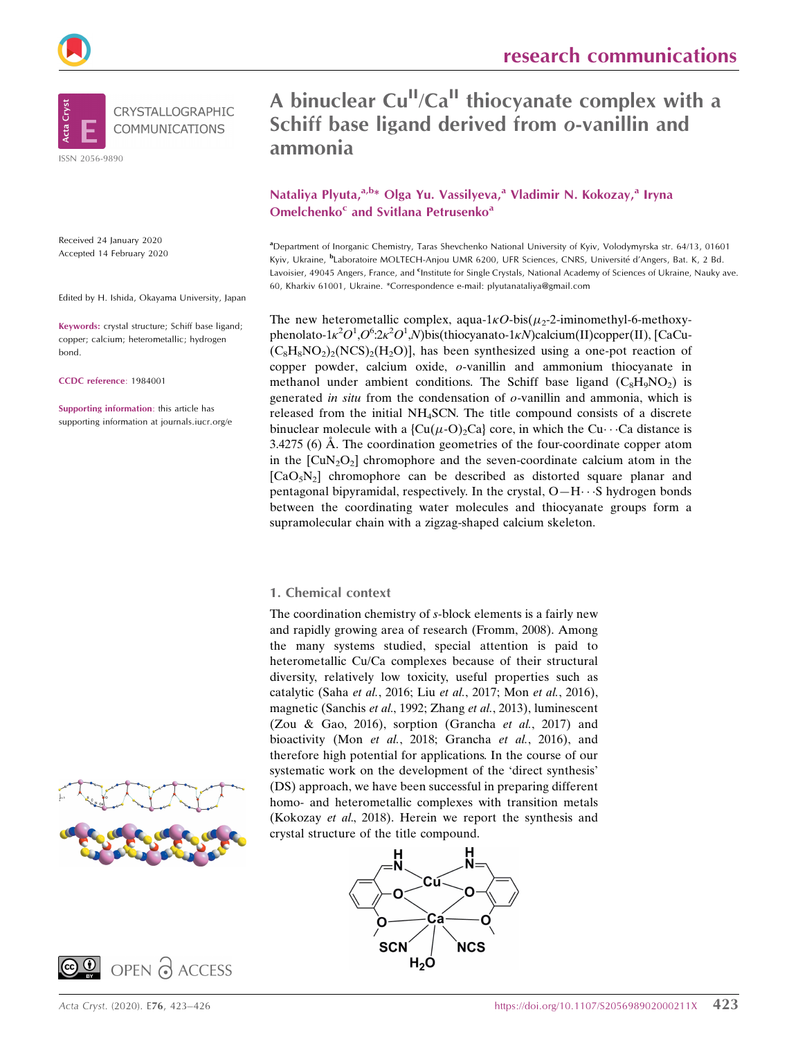# A binuclear Cu$^{II}$/Ca$^{II}$ thiocyanate complex with a Schiff base ligand derived from *o*-vanillin and ammonia

**Nataliya Plyuta,[a,b]* Olga Yu. Vassilyeva,[a] Vladimir N. Kokozay,[a] Iryna Omelchenko[c] and Svitlana Petrusenko[a]**

[a]Department of Inorganic Chemistry, Taras Shevchenko National University of Kyiv, Volodymyrska str. 64/13, 01601 Kyiv, Ukraine, [b]Laboratoire MOLTECH-Anjou UMR 6200, UFR Sciences, CNRS, Université d'Angers, Bat. K, 2 Bd. Lavoisier, 49045 Angers, France, and [c]Institute for Single Crystals, National Academy of Sciences of Ukraine, Nauky ave. 60, Kharkiv 61001, Ukraine. *Correspondence e-mail: plyutanataliya@gmail.com

CRYSTALLOGRAPHIC COMMUNICATIONS

ISSN 2056-9890

Received 24 January 2020
Accepted 14 February 2020

Edited by H. Ishida, Okayama University, Japan

**Keywords:** crystal structure; Schiff base ligand; copper; calcium; heterometallic; hydrogen bond.

**CCDC reference**: 1984001

**Supporting information**: this article has supporting information at journals.iucr.org/e

The new heterometallic complex, aqua-1$\kappa O$-bis($\mu_2$-2-iminomethyl-6-methoxyphenolato-1$\kappa^2O^1$,$O^6$:2$\kappa^2O^1$,$N$)bis(thiocyanato-1$\kappa N$)calcium(II)copper(II), $[CaCu(C_8H_8NO_2)_2(NCS)_2(H_2O)]$, has been synthesized using a one-pot reaction of copper powder, calcium oxide, *o*-vanillin and ammonium thiocyanate in methanol under ambient conditions. The Schiff base ligand ($C_8H_9NO_2$) is generated *in situ* from the condensation of *o*-vanillin and ammonia, which is released from the initial $NH_4SCN$. The title compound consists of a discrete binuclear molecule with a $\{Cu(\mu\text{-}O)_2Ca\}$ core, in which the Cu$\cdots$Ca distance is 3.4275 (6) Å. The coordination geometries of the four-coordinate copper atom in the $[CuN_2O_2]$ chromophore and the seven-coordinate calcium atom in the $[CaO_5N_2]$ chromophore can be described as distorted square planar and pentagonal bipyramidal, respectively. In the crystal, O—H$\cdots$S hydrogen bonds between the coordinating water molecules and thiocyanate groups form a supramolecular chain with a zigzag-shaped calcium skeleton.

## 1. Chemical context

The coordination chemistry of *s*-block elements is a fairly new and rapidly growing area of research (Fromm, 2008). Among the many systems studied, special attention is paid to heterometallic Cu/Ca complexes because of their structural diversity, relatively low toxicity, useful properties such as catalytic (Saha *et al.*, 2016; Liu *et al.*, 2017; Mon *et al.*, 2016), magnetic (Sanchis *et al.*, 1992; Zhang *et al.*, 2013), luminescent (Zou & Gao, 2016), sorption (Grancha *et al.*, 2017) and bioactivity (Mon *et al.*, 2018; Grancha *et al.*, 2016), and therefore high potential for applications. In the course of our systematic work on the development of the 'direct synthesis' (DS) approach, we have been successful in preparing different homo- and heterometallic complexes with transition metals (Kokozay *et al.*, 2018). Herein we report the synthesis and crystal structure of the title compound.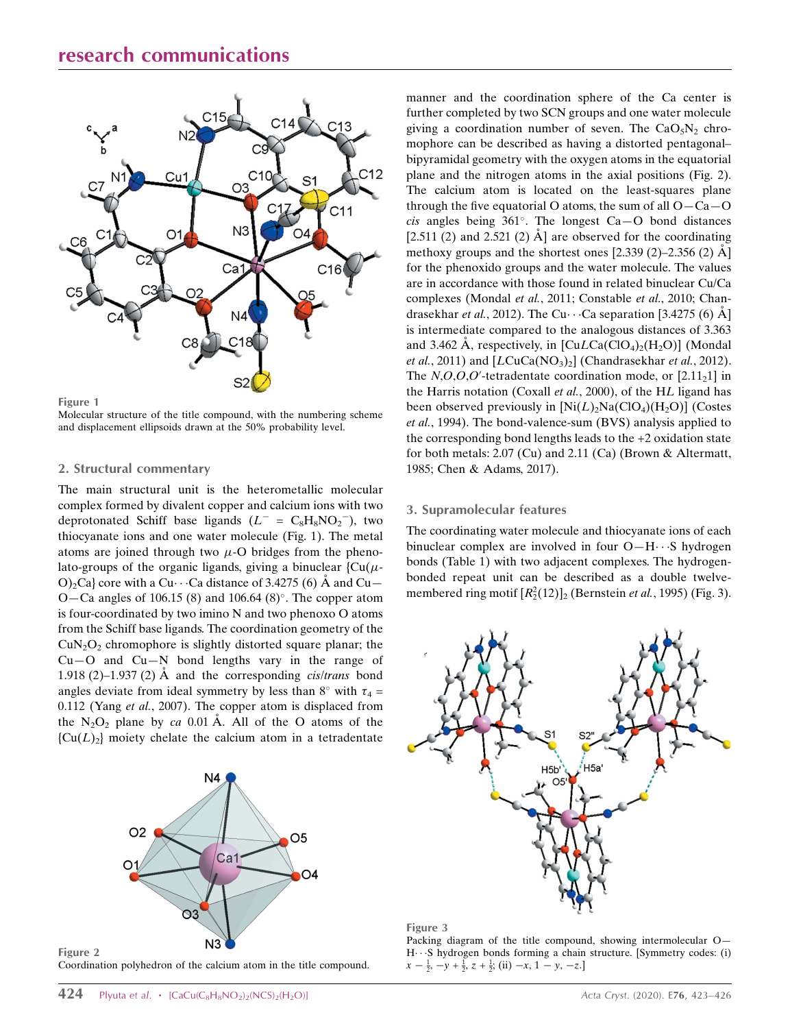Figure 1
Molecular structure of the title compound, with the numbering scheme and displacement ellipsoids drawn at the 50% probability level.

## 2. Structural commentary

The main structural unit is the heterometallic molecular complex formed by divalent copper and calcium ions with two deprotonated Schiff base ligands ($L^- = C_8H_8NO_2^-$), two thiocyanate ions and one water molecule (Fig. 1). The metal atoms are joined through two $\mu$-O bridges from the phenolato-groups of the organic ligands, giving a binuclear {Cu($\mu$-O)$_2$Ca} core with a Cu$\cdots$Ca distance of 3.4275 (6) Å and Cu—O—Ca angles of 106.15 (8) and 106.64 (8)°. The copper atom is four-coordinated by two imino N and two phenoxo O atoms from the Schiff base ligands. The coordination geometry of the $CuN_2O_2$ chromophore is slightly distorted square planar; the Cu—O and Cu—N bond lengths vary in the range of 1.918 (2)–1.937 (2) Å and the corresponding *cis*/*trans* bond angles deviate from ideal symmetry by less than 8° with $\tau_4$ = 0.112 (Yang *et al.*, 2007). The copper atom is displaced from the $N_2O_2$ plane by *ca* 0.01 Å. All of the O atoms of the {Cu($L$)$_2$} moiety chelate the calcium atom in a tetradentate manner and the coordination sphere of the Ca center is further completed by two SCN groups and one water molecule giving a coordination number of seven. The $CaO_5N_2$ chromophore can be described as having a distorted pentagonal–bipyramidal geometry with the oxygen atoms in the equatorial plane and the nitrogen atoms in the axial positions (Fig. 2). The calcium atom is located on the least-squares plane through the five equatorial O atoms, the sum of all O—Ca—O *cis* angles being 361°. The longest Ca—O bond distances [2.511 (2) and 2.521 (2) Å] are observed for the coordinating methoxy groups and the shortest ones [2.339 (2)–2.356 (2) Å] for the phenoxido groups and the water molecule. The values are in accordance with those found in related binuclear Cu/Ca complexes (Mondal *et al.*, 2011; Constable *et al.*, 2010; Chandrasekhar *et al.*, 2012). The Cu$\cdots$Ca separation [3.4275 (6) Å] is intermediate compared to the analogous distances of 3.363 and 3.462 Å, respectively, in [Cu$L$Ca(ClO$_4$)$_2$(H$_2$O)] (Mondal *et al.*, 2011) and [$L$CuCa(NO$_3$)$_2$] (Chandrasekhar *et al.*, 2012). The *N*,*O*,*O*,*O*′-tetradentate coordination mode, or [2.11$_2$1] in the Harris notation (Coxall *et al.*, 2000), of the H$L$ ligand has been observed previously in [Ni($L$)$_2$Na(ClO$_4$)(H$_2$O)] (Costes *et al.*, 1994). The bond-valence-sum (BVS) analysis applied to the corresponding bond lengths leads to the +2 oxidation state for both metals: 2.07 (Cu) and 2.11 (Ca) (Brown & Altermatt, 1985; Chen & Adams, 2017).

Figure 2
Coordination polyhedron of the calcium atom in the title compound.

## 3. Supramolecular features

The coordinating water molecule and thiocyanate ions of each binuclear complex are involved in four O—H$\cdots$S hydrogen bonds (Table 1) with two adjacent complexes. The hydrogen-bonded repeat unit can be described as a double twelve-membered ring motif $[R_2^2(12)]_2$ (Bernstein *et al.*, 1995) (Fig. 3).

Figure 3
Packing diagram of the title compound, showing intermolecular O—H$\cdots$S hydrogen bonds forming a chain structure. [Symmetry codes: (i) $x - \frac{1}{2}, -y + \frac{1}{2}, z + \frac{1}{2}$; (ii) $-x, 1 - y, -z$.]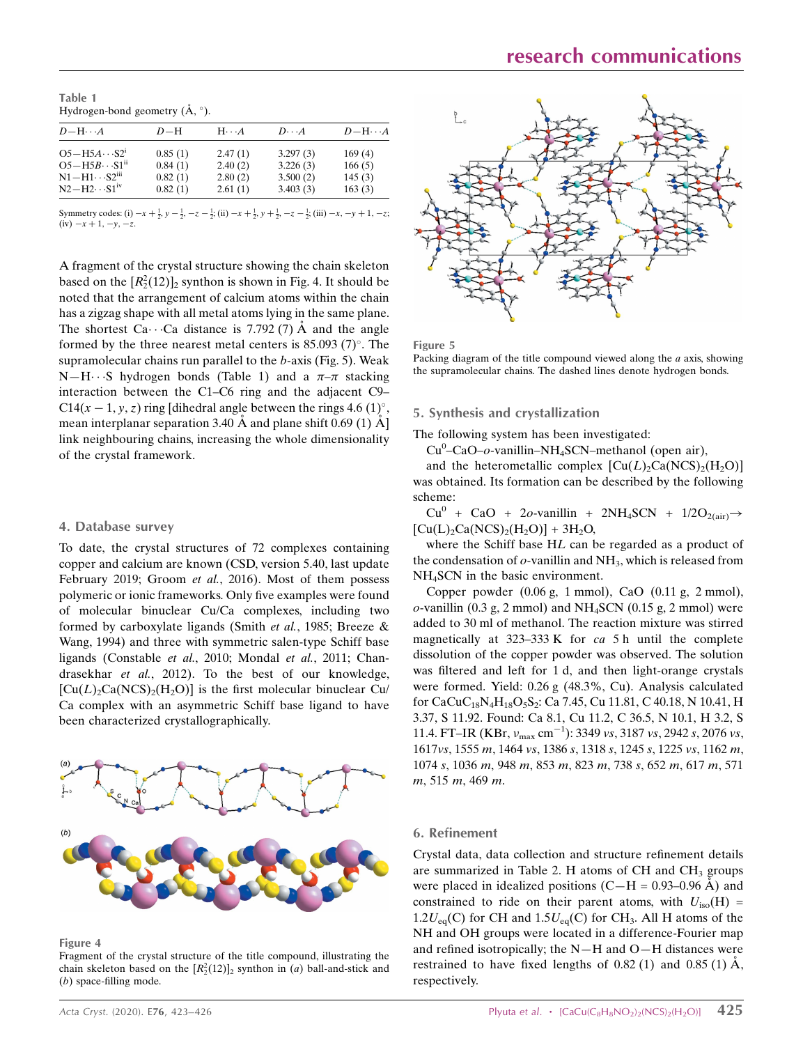**Table 1**
Hydrogen-bond geometry (Å, °).

| $D$—H···$A$ | $D$—H | H···$A$ | $D$···$A$ | $D$—H···$A$ |
|---|---|---|---|---|
| O5—H5$A$···S2[i] | 0.85 (1) | 2.47 (1) | 3.297 (3) | 169 (4) |
| O5—H5$B$···S1[ii] | 0.84 (1) | 2.40 (2) | 3.226 (3) | 166 (5) |
| N1—H1···S2[iii] | 0.82 (1) | 2.80 (2) | 3.500 (2) | 145 (3) |
| N2—H2···S1[iv] | 0.82 (1) | 2.61 (1) | 3.403 (3) | 163 (3) |

Symmetry codes: (i) $-x+\frac{1}{2}, y-\frac{1}{2}, -z-\frac{1}{2}$; (ii) $-x+\frac{1}{2}, y+\frac{1}{2}, -z-\frac{1}{2}$; (iii) $-x, -y+1, -z$; (iv) $-x+1, -y, -z$.

A fragment of the crystal structure showing the chain skeleton based on the $[R_2^2(12)]_2$ synthon is shown in Fig. 4. It should be noted that the arrangement of calcium atoms within the chain has a zigzag shape with all metal atoms lying in the same plane. The shortest Ca···Ca distance is 7.792 (7) Å and the angle formed by the three nearest metal centers is 85.093 (7)°. The supramolecular chains run parallel to the $b$-axis (Fig. 5). Weak N—H···S hydrogen bonds (Table 1) and a $\pi$–$\pi$ stacking interaction between the C1–C6 ring and the adjacent C9–C14($x-1, y, z$) ring [dihedral angle between the rings 4.6 (1)°, mean interplanar separation 3.40 Å and plane shift 0.69 (1) Å] link neighbouring chains, increasing the whole dimensionality of the crystal framework.

## 4. Database survey

To date, the crystal structures of 72 complexes containing copper and calcium are known (CSD, version 5.40, last update February 2019; Groom *et al.*, 2016). Most of them possess polymeric or ionic frameworks. Only five examples were found of molecular binuclear Cu/Ca complexes, including two formed by carboxylate ligands (Smith *et al.*, 1985; Breeze & Wang, 1994) and three with symmetric salen-type Schiff base ligands (Constable *et al.*, 2010; Mondal *et al.*, 2011; Chandrasekhar *et al.*, 2012). To the best of our knowledge, $[Cu(L)_2Ca(NCS)_2(H_2O)]$ is the first molecular binuclear Cu/Ca complex with an asymmetric Schiff base ligand to have been characterized crystallographically.

**Figure 4**
Fragment of the crystal structure of the title compound, illustrating the chain skeleton based on the $[R_2^2(12)]_2$ synthon in (*a*) ball-and-stick and (*b*) space-filling mode.

**Figure 5**
Packing diagram of the title compound viewed along the *a* axis, showing the supramolecular chains. The dashed lines denote hydrogen bonds.

## 5. Synthesis and crystallization

The following system has been investigated:

$Cu^0$–CaO–*o*-vanillin–$NH_4SCN$–methanol (open air),

and the heterometallic complex $[Cu(L)_2Ca(NCS)_2(H_2O)]$ was obtained. Its formation can be described by the following scheme:

$Cu^0$ + CaO + 2*o*-vanillin + $2NH_4SCN$ + $1/2O_{2(air)} \rightarrow$ $[Cu(L)_2Ca(NCS)_2(H_2O)]$ + $3H_2O$,

where the Schiff base H$L$ can be regarded as a product of the condensation of *o*-vanillin and $NH_3$, which is released from $NH_4SCN$ in the basic environment.

Copper powder (0.06 g, 1 mmol), CaO (0.11 g, 2 mmol), *o*-vanillin (0.3 g, 2 mmol) and $NH_4SCN$ (0.15 g, 2 mmol) were added to 30 ml of methanol. The reaction mixture was stirred magnetically at 323–333 K for *ca* 5 h until the complete dissolution of the copper powder was observed. The solution was filtered and left for 1 d, and then light-orange crystals were formed. Yield: 0.26 g (48.3%, Cu). Analysis calculated for $CaCuC_{18}N_4H_{18}O_5S_2$: Ca 7.45, Cu 11.81, C 40.18, N 10.41, H 3.37, S 11.92. Found: Ca 8.1, Cu 11.2, C 36.5, N 10.1, H 3.2, S 11.4. FT–IR (KBr, $\nu_{max}$ cm$^{-1}$): 3349 *vs*, 3187 *vs*, 2942 *s*, 2076 *vs*, 1617*vs*, 1555 *m*, 1464 *vs*, 1386 *s*, 1318 *s*, 1245 *s*, 1225 *vs*, 1162 *m*, 1074 *s*, 1036 *m*, 948 *m*, 853 *m*, 823 *m*, 738 *s*, 652 *m*, 617 *m*, 571 *m*, 515 *m*, 469 *m*.

## 6. Refinement

Crystal data, data collection and structure refinement details are summarized in Table 2. H atoms of CH and $CH_3$ groups were placed in idealized positions (C—H = 0.93–0.96 Å) and constrained to ride on their parent atoms, with $U_{iso}(H) = 1.2U_{eq}(C)$ for CH and $1.5U_{eq}(C)$ for $CH_3$. All H atoms of the NH and OH groups were located in a difference-Fourier map and refined isotropically; the N—H and O—H distances were restrained to have fixed lengths of 0.82 (1) and 0.85 (1) Å, respectively.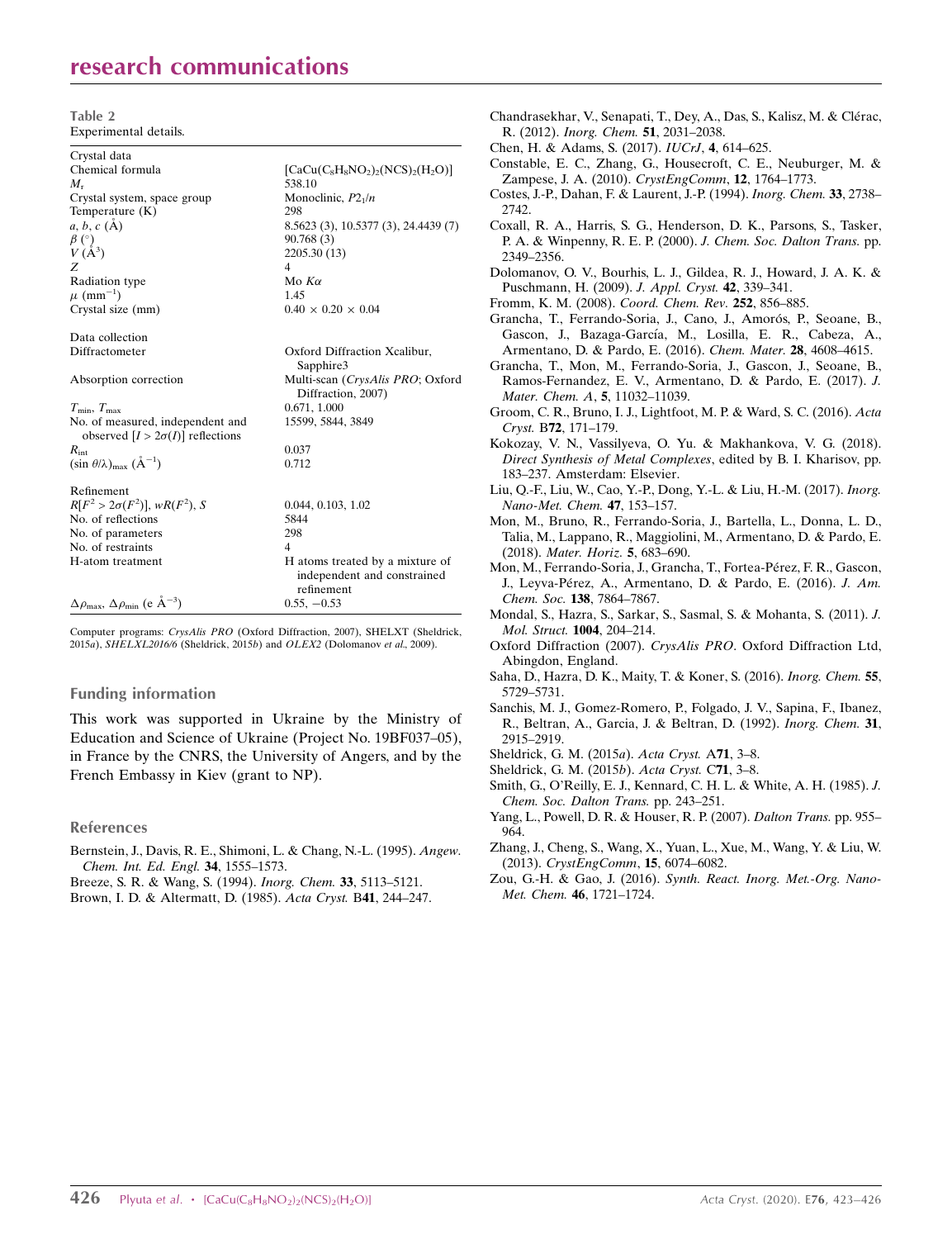**Table 2**
Experimental details.

| | |
|---|---|
| Crystal data | |
| Chemical formula | $[CaCu(C_8H_8NO_2)_2(NCS)_2(H_2O)]$ |
| $M_r$ | 538.10 |
| Crystal system, space group | Monoclinic, $P2_1/n$ |
| Temperature (K) | 298 |
| $a$, $b$, $c$ (Å) | 8.5623 (3), 10.5377 (3), 24.4439 (7) |
| $\beta$ (°) | 90.768 (3) |
| $V$ (Å$^3$) | 2205.30 (13) |
| $Z$ | 4 |
| Radiation type | Mo $K\alpha$ |
| $\mu$ (mm$^{-1}$) | 1.45 |
| Crystal size (mm) | 0.40 × 0.20 × 0.04 |
| Data collection | |
| Diffractometer | Oxford Diffraction Xcalibur, Sapphire3 |
| Absorption correction | Multi-scan (*CrysAlis PRO*; Oxford Diffraction, 2007) |
| $T_{min}$, $T_{max}$ | 0.671, 1.000 |
| No. of measured, independent and observed $[I > 2\sigma(I)]$ reflections | 15599, 5844, 3849 |
| $R_{int}$ | 0.037 |
| $(\sin \theta/\lambda)_{max}$ (Å$^{-1}$) | 0.712 |
| Refinement | |
| $R[F^2 > 2\sigma(F^2)]$, $wR(F^2)$, $S$ | 0.044, 0.103, 1.02 |
| No. of reflections | 5844 |
| No. of parameters | 298 |
| No. of restraints | 4 |
| H-atom treatment | H atoms treated by a mixture of independent and constrained refinement |
| $\Delta\rho_{max}$, $\Delta\rho_{min}$ (e Å$^{-3}$) | 0.55, −0.53 |

Computer programs: *CrysAlis PRO* (Oxford Diffraction, 2007), SHELXT (Sheldrick, 2015*a*), *SHELXL2016/6* (Sheldrick, 2015*b*) and *OLEX2* (Dolomanov *et al.*, 2009).

## Funding information

This work was supported in Ukraine by the Ministry of Education and Science of Ukraine (Project No. 19BF037–05), in France by the CNRS, the University of Angers, and by the French Embassy in Kiev (grant to NP).

## References

Bernstein, J., Davis, R. E., Shimoni, L. & Chang, N.-L. (1995). *Angew. Chem. Int. Ed. Engl.* **34**, 1555–1573.

Breeze, S. R. & Wang, S. (1994). *Inorg. Chem.* **33**, 5113–5121.

Brown, I. D. & Altermatt, D. (1985). *Acta Cryst.* B**41**, 244–247.

Chandrasekhar, V., Senapati, T., Dey, A., Das, S., Kalisz, M. & Clérac, R. (2012). *Inorg. Chem.* **51**, 2031–2038.

Chen, H. & Adams, S. (2017). *IUCrJ*, **4**, 614–625.

Constable, E. C., Zhang, G., Housecroft, C. E., Neuburger, M. & Zampese, J. A. (2010). *CrystEngComm*, **12**, 1764–1773.

Costes, J.-P., Dahan, F. & Laurent, J.-P. (1994). *Inorg. Chem.* **33**, 2738–2742.

Coxall, R. A., Harris, S. G., Henderson, D. K., Parsons, S., Tasker, P. A. & Winpenny, R. E. P. (2000). *J. Chem. Soc. Dalton Trans.* pp. 2349–2356.

Dolomanov, O. V., Bourhis, L. J., Gildea, R. J., Howard, J. A. K. & Puschmann, H. (2009). *J. Appl. Cryst.* **42**, 339–341.

Fromm, K. M. (2008). *Coord. Chem. Rev.* **252**, 856–885.

Grancha, T., Ferrando-Soria, J., Cano, J., Amorós, P., Seoane, B., Gascon, J., Bazaga-García, M., Losilla, E. R., Cabeza, A., Armentano, D. & Pardo, E. (2016). *Chem. Mater.* **28**, 4608–4615.

Grancha, T., Mon, M., Ferrando-Soria, J., Gascon, J., Seoane, B., Ramos-Fernandez, E. V., Armentano, D. & Pardo, E. (2017). *J. Mater. Chem. A*, **5**, 11032–11039.

Groom, C. R., Bruno, I. J., Lightfoot, M. P. & Ward, S. C. (2016). *Acta Cryst.* B**72**, 171–179.

Kokozay, V. N., Vassilyeva, O. Yu. & Makhankova, V. G. (2018). *Direct Synthesis of Metal Complexes*, edited by B. I. Kharisov, pp. 183–237. Amsterdam: Elsevier.

Liu, Q.-F., Liu, W., Cao, Y.-P., Dong, Y.-L. & Liu, H.-M. (2017). *Inorg. Nano-Met. Chem.* **47**, 153–157.

Mon, M., Bruno, R., Ferrando-Soria, J., Bartella, L., Donna, L. D., Talia, M., Lappano, R., Maggiolini, M., Armentano, D. & Pardo, E. (2018). *Mater. Horiz.* **5**, 683–690.

Mon, M., Ferrando-Soria, J., Grancha, T., Fortea-Pérez, F. R., Gascon, J., Leyva-Pérez, A., Armentano, D. & Pardo, E. (2016). *J. Am. Chem. Soc.* **138**, 7864–7867.

Mondal, S., Hazra, S., Sarkar, S., Sasmal, S. & Mohanta, S. (2011). *J. Mol. Struct.* **1004**, 204–214.

Oxford Diffraction (2007). *CrysAlis PRO*. Oxford Diffraction Ltd, Abingdon, England.

Saha, D., Hazra, D. K., Maity, T. & Koner, S. (2016). *Inorg. Chem.* **55**, 5729–5731.

Sanchis, M. J., Gomez-Romero, P., Folgado, J. V., Sapina, F., Ibanez, R., Beltran, A., Garcia, J. & Beltran, D. (1992). *Inorg. Chem.* **31**, 2915–2919.

Sheldrick, G. M. (2015*a*). *Acta Cryst.* A**71**, 3–8.

Sheldrick, G. M. (2015*b*). *Acta Cryst.* C**71**, 3–8.

Smith, G., O'Reilly, E. J., Kennard, C. H. L. & White, A. H. (1985). *J. Chem. Soc. Dalton Trans.* pp. 243–251.

Yang, L., Powell, D. R. & Houser, R. P. (2007). *Dalton Trans.* pp. 955–964.

Zhang, J., Cheng, S., Wang, X., Yuan, L., Xue, M., Wang, Y. & Liu, W. (2013). *CrystEngComm*, **15**, 6074–6082.

Zou, G.-H. & Gao, J. (2016). *Synth. React. Inorg. Met.-Org. Nano-Met. Chem.* **46**, 1721–1724.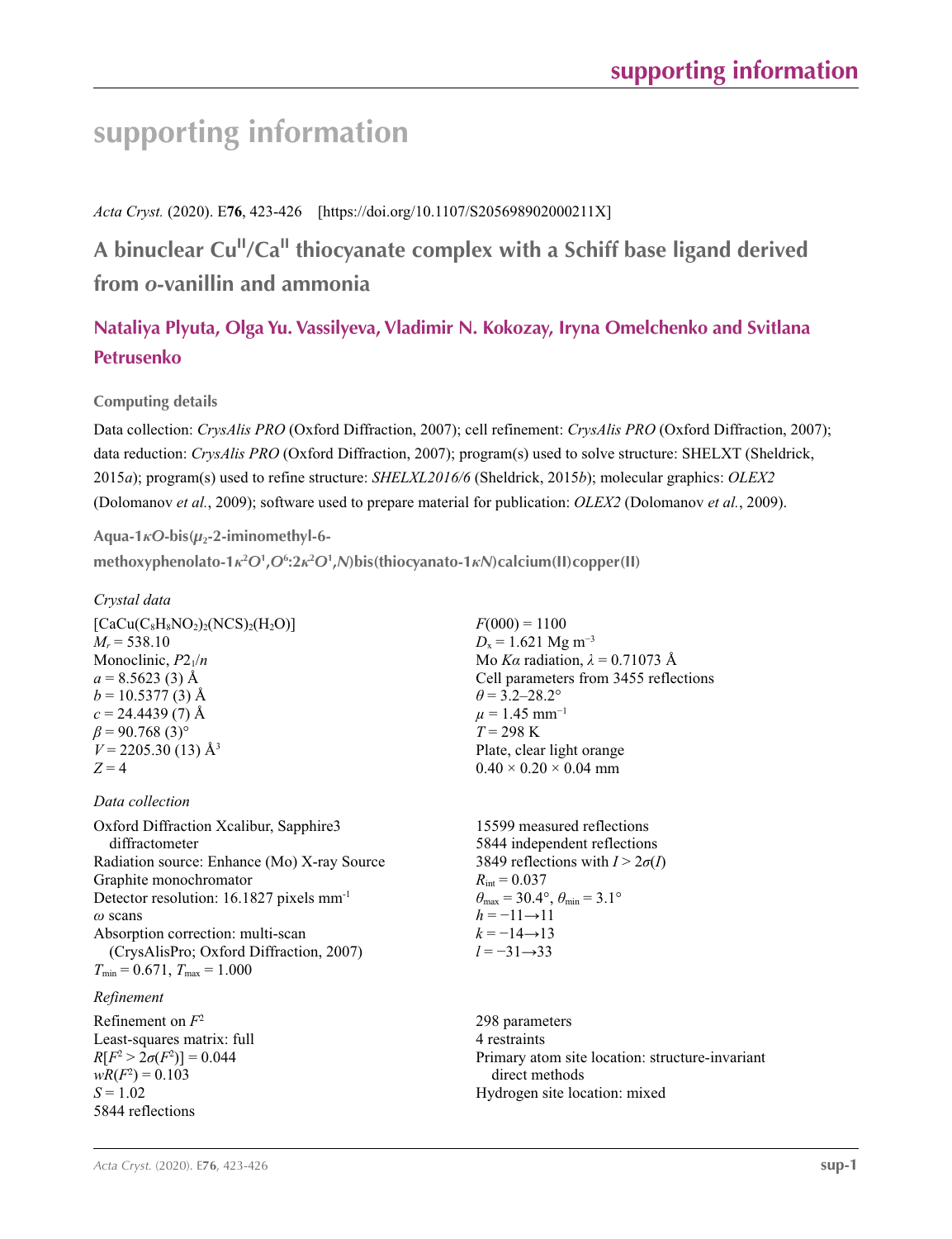# supporting information

*Acta Cryst.* (2020). E**76**, 423-426 [https://doi.org/10.1107/S205698902000211X]

## A binuclear Cu$^{II}$/Ca$^{II}$ thiocyanate complex with a Schiff base ligand derived from *o*-vanillin and ammonia

**Nataliya Plyuta, Olga Yu. Vassilyeva, Vladimir N. Kokozay, Iryna Omelchenko and Svitlana Petrusenko**

### Computing details

Data collection: *CrysAlis PRO* (Oxford Diffraction, 2007); cell refinement: *CrysAlis PRO* (Oxford Diffraction, 2007); data reduction: *CrysAlis PRO* (Oxford Diffraction, 2007); program(s) used to solve structure: SHELXT (Sheldrick, 2015*a*); program(s) used to refine structure: *SHELXL2016/6* (Sheldrick, 2015*b*); molecular graphics: *OLEX2* (Dolomanov *et al.*, 2009); software used to prepare material for publication: *OLEX2* (Dolomanov *et al.*, 2009).

### Aqua-1$\kappa$*O*-bis($\mu_2$-2-iminomethyl-6-methoxyphenolato-1$\kappa^2$*O*$^1$,*O*$^6$:2$\kappa^2$*O*$^1$,*N*)bis(thiocyanato-1$\kappa$*N*)calcium(II)copper(II)

*Crystal data*

[CaCu($C_8H_8NO_2$)$_2$(NCS)$_2$($H_2O$)]
$M_r$ = 538.10
Monoclinic, $P2_1/n$
$a$ = 8.5623 (3) Å
$b$ = 10.5377 (3) Å
$c$ = 24.4439 (7) Å
$\beta$ = 90.768 (3)°
$V$ = 2205.30 (13) Å$^3$
$Z$ = 4
$F$(000) = 1100
$D_x$ = 1.621 Mg m$^{-3}$
Mo $K\alpha$ radiation, $\lambda$ = 0.71073 Å
Cell parameters from 3455 reflections
$\theta$ = 3.2–28.2°
$\mu$ = 1.45 mm$^{-1}$
$T$ = 298 K
Plate, clear light orange
0.40 × 0.20 × 0.04 mm

*Data collection*

Oxford Diffraction Xcalibur, Sapphire3 diffractometer
Radiation source: Enhance (Mo) X-ray Source
Graphite monochromator
Detector resolution: 16.1827 pixels mm$^{-1}$
$\omega$ scans
Absorption correction: multi-scan (CrysAlisPro; Oxford Diffraction, 2007)
$T_{min}$ = 0.671, $T_{max}$ = 1.000
15599 measured reflections
5844 independent reflections
3849 reflections with $I > 2\sigma(I)$
$R_{int}$ = 0.037
$\theta_{max}$ = 30.4°, $\theta_{min}$ = 3.1°
$h$ = −11→11
$k$ = −14→13
$l$ = −31→33

*Refinement*

Refinement on $F^2$
Least-squares matrix: full
$R[F^2 > 2\sigma(F^2)]$ = 0.044
$wR(F^2)$ = 0.103
$S$ = 1.02
5844 reflections
298 parameters
4 restraints
Primary atom site location: structure-invariant direct methods
Hydrogen site location: mixed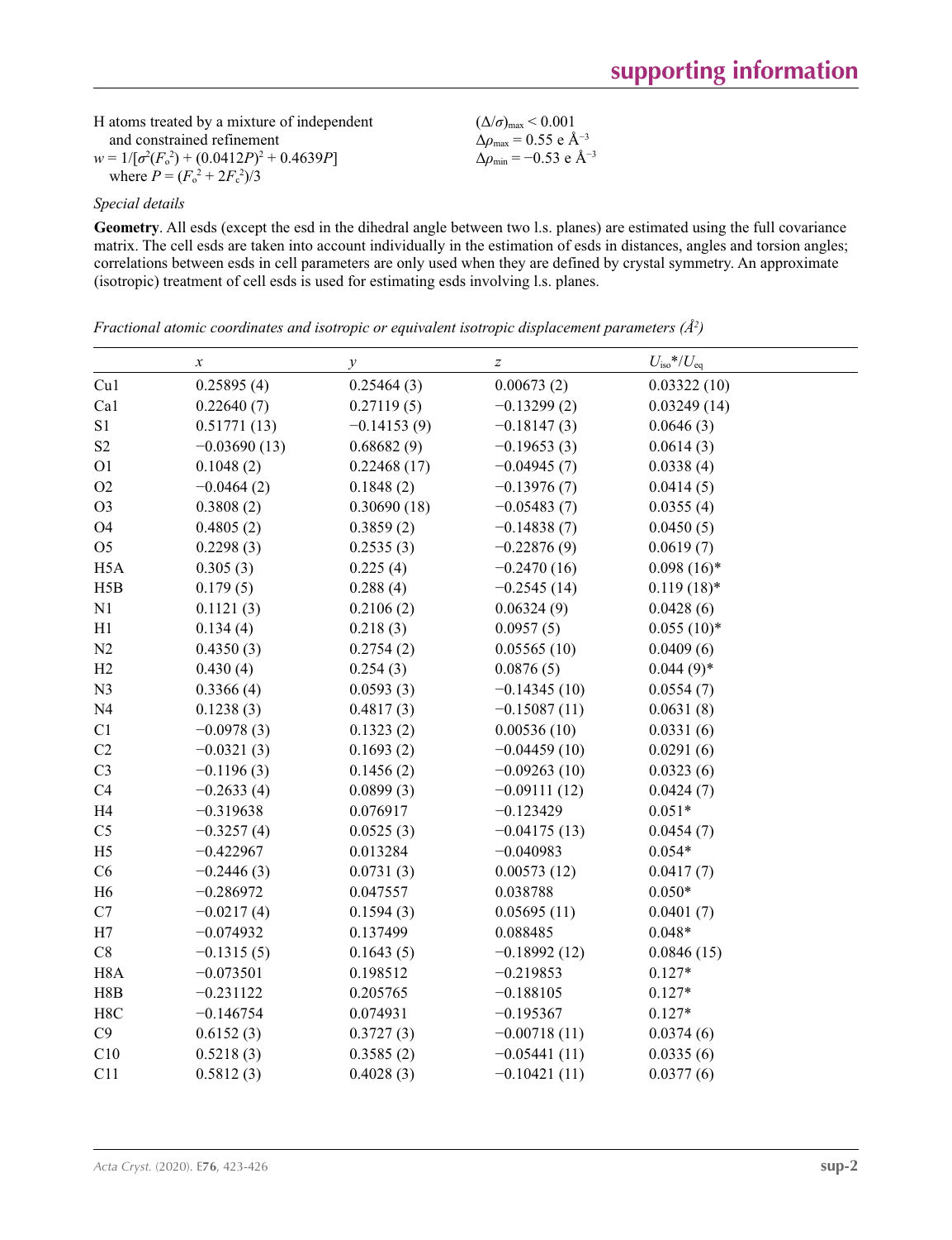H atoms treated by a mixture of independent and constrained refinement

$w = 1/[\sigma^2(F_o^2) + (0.0412P)^2 + 0.4639P]$ where $P = (F_o^2 + 2F_c^2)/3$

$(\Delta/\sigma)_{max} < 0.001$

$\Delta\rho_{max} = 0.55$ e Å$^{-3}$

$\Delta\rho_{min} = -0.53$ e Å$^{-3}$

*Special details*

**Geometry**. All esds (except the esd in the dihedral angle between two l.s. planes) are estimated using the full covariance matrix. The cell esds are taken into account individually in the estimation of esds in distances, angles and torsion angles; correlations between esds in cell parameters are only used when they are defined by crystal symmetry. An approximate (isotropic) treatment of cell esds is used for estimating esds involving l.s. planes.

*Fractional atomic coordinates and isotropic or equivalent isotropic displacement parameters (Å$^2$)*

| | $x$ | $y$ | $z$ | $U_{iso}$*/$U_{eq}$ |
|---|---|---|---|---|
| Cu1 | 0.25895 (4) | 0.25464 (3) | 0.00673 (2) | 0.03322 (10) |
| Ca1 | 0.22640 (7) | 0.27119 (5) | −0.13299 (2) | 0.03249 (14) |
| S1 | 0.51771 (13) | −0.14153 (9) | −0.18147 (3) | 0.0646 (3) |
| S2 | −0.03690 (13) | 0.68682 (9) | −0.19653 (3) | 0.0614 (3) |
| O1 | 0.1048 (2) | 0.22468 (17) | −0.04945 (7) | 0.0338 (4) |
| O2 | −0.0464 (2) | 0.1848 (2) | −0.13976 (7) | 0.0414 (5) |
| O3 | 0.3808 (2) | 0.30690 (18) | −0.05483 (7) | 0.0355 (4) |
| O4 | 0.4805 (2) | 0.3859 (2) | −0.14838 (7) | 0.0450 (5) |
| O5 | 0.2298 (3) | 0.2535 (3) | −0.22876 (9) | 0.0619 (7) |
| H5A | 0.305 (3) | 0.225 (4) | −0.2470 (16) | 0.098 (16)* |
| H5B | 0.179 (5) | 0.288 (4) | −0.2545 (14) | 0.119 (18)* |
| N1 | 0.1121 (3) | 0.2106 (2) | 0.06324 (9) | 0.0428 (6) |
| H1 | 0.134 (4) | 0.218 (3) | 0.0957 (5) | 0.055 (10)* |
| N2 | 0.4350 (3) | 0.2754 (2) | 0.05565 (10) | 0.0409 (6) |
| H2 | 0.430 (4) | 0.254 (3) | 0.0876 (5) | 0.044 (9)* |
| N3 | 0.3366 (4) | 0.0593 (3) | −0.14345 (10) | 0.0554 (7) |
| N4 | 0.1238 (3) | 0.4817 (3) | −0.15087 (11) | 0.0631 (8) |
| C1 | −0.0978 (3) | 0.1323 (2) | 0.00536 (10) | 0.0331 (6) |
| C2 | −0.0321 (3) | 0.1693 (2) | −0.04459 (10) | 0.0291 (6) |
| C3 | −0.1196 (3) | 0.1456 (2) | −0.09263 (10) | 0.0323 (6) |
| C4 | −0.2633 (4) | 0.0899 (3) | −0.09111 (12) | 0.0424 (7) |
| H4 | −0.319638 | 0.076917 | −0.123429 | 0.051* |
| C5 | −0.3257 (4) | 0.0525 (3) | −0.04175 (13) | 0.0454 (7) |
| H5 | −0.422967 | 0.013284 | −0.040983 | 0.054* |
| C6 | −0.2446 (3) | 0.0731 (3) | 0.00573 (12) | 0.0417 (7) |
| H6 | −0.286972 | 0.047557 | 0.038788 | 0.050* |
| C7 | −0.0217 (4) | 0.1594 (3) | 0.05695 (11) | 0.0401 (7) |
| H7 | −0.074932 | 0.137499 | 0.088485 | 0.048* |
| C8 | −0.1315 (5) | 0.1643 (5) | −0.18992 (12) | 0.0846 (15) |
| H8A | −0.073501 | 0.198512 | −0.219853 | 0.127* |
| H8B | −0.231122 | 0.205765 | −0.188105 | 0.127* |
| H8C | −0.146754 | 0.074931 | −0.195367 | 0.127* |
| C9 | 0.6152 (3) | 0.3727 (3) | −0.00718 (11) | 0.0374 (6) |
| C10 | 0.5218 (3) | 0.3585 (2) | −0.05441 (11) | 0.0335 (6) |
| C11 | 0.5812 (3) | 0.4028 (3) | −0.10421 (11) | 0.0377 (6) |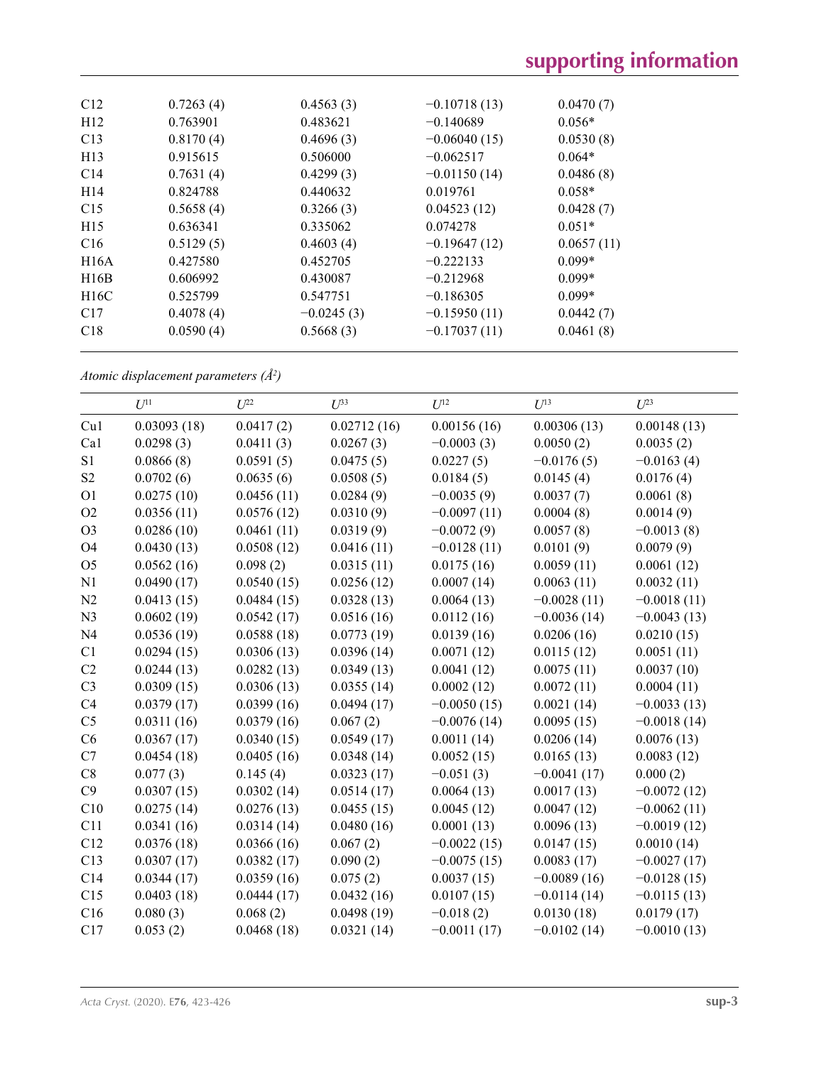| | | | | |
|---|---|---|---|---|
| C12 | 0.7263 (4) | 0.4563 (3) | −0.10718 (13) | 0.0470 (7) |
| H12 | 0.763901 | 0.483621 | −0.140689 | 0.056* |
| C13 | 0.8170 (4) | 0.4696 (3) | −0.06040 (15) | 0.0530 (8) |
| H13 | 0.915615 | 0.506000 | −0.062517 | 0.064* |
| C14 | 0.7631 (4) | 0.4299 (3) | −0.01150 (14) | 0.0486 (8) |
| H14 | 0.824788 | 0.440632 | 0.019761 | 0.058* |
| C15 | 0.5658 (4) | 0.3266 (3) | 0.04523 (12) | 0.0428 (7) |
| H15 | 0.636341 | 0.335062 | 0.074278 | 0.051* |
| C16 | 0.5129 (5) | 0.4603 (4) | −0.19647 (12) | 0.0657 (11) |
| H16A | 0.427580 | 0.452705 | −0.222133 | 0.099* |
| H16B | 0.606992 | 0.430087 | −0.212968 | 0.099* |
| H16C | 0.525799 | 0.547751 | −0.186305 | 0.099* |
| C17 | 0.4078 (4) | −0.0245 (3) | −0.15950 (11) | 0.0442 (7) |
| C18 | 0.0590 (4) | 0.5668 (3) | −0.17037 (11) | 0.0461 (8) |

*Atomic displacement parameters (Å²)*

| | $U^{11}$ | $U^{22}$ | $U^{33}$ | $U^{12}$ | $U^{13}$ | $U^{23}$ |
|---|---|---|---|---|---|---|
| Cu1 | 0.03093 (18) | 0.0417 (2) | 0.02712 (16) | 0.00156 (16) | 0.00306 (13) | 0.00148 (13) |
| Ca1 | 0.0298 (3) | 0.0411 (3) | 0.0267 (3) | −0.0003 (3) | 0.0050 (2) | 0.0035 (2) |
| S1 | 0.0866 (8) | 0.0591 (5) | 0.0475 (5) | 0.0227 (5) | −0.0176 (5) | −0.0163 (4) |
| S2 | 0.0702 (6) | 0.0635 (6) | 0.0508 (5) | 0.0184 (5) | 0.0145 (4) | 0.0176 (4) |
| O1 | 0.0275 (10) | 0.0456 (11) | 0.0284 (9) | −0.0035 (9) | 0.0037 (7) | 0.0061 (8) |
| O2 | 0.0356 (11) | 0.0576 (12) | 0.0310 (9) | −0.0097 (11) | 0.0004 (8) | 0.0014 (9) |
| O3 | 0.0286 (10) | 0.0461 (11) | 0.0319 (9) | −0.0072 (9) | 0.0057 (8) | −0.0013 (8) |
| O4 | 0.0430 (13) | 0.0508 (12) | 0.0416 (11) | −0.0128 (11) | 0.0101 (9) | 0.0079 (9) |
| O5 | 0.0562 (16) | 0.098 (2) | 0.0315 (11) | 0.0175 (16) | 0.0059 (11) | 0.0061 (12) |
| N1 | 0.0490 (17) | 0.0540 (15) | 0.0256 (12) | 0.0007 (14) | 0.0063 (11) | 0.0032 (11) |
| N2 | 0.0413 (15) | 0.0484 (15) | 0.0328 (13) | 0.0064 (13) | −0.0028 (11) | −0.0018 (11) |
| N3 | 0.0602 (19) | 0.0542 (17) | 0.0516 (16) | 0.0112 (16) | −0.0036 (14) | −0.0043 (13) |
| N4 | 0.0536 (19) | 0.0588 (18) | 0.0773 (19) | 0.0139 (16) | 0.0206 (16) | 0.0210 (15) |
| C1 | 0.0294 (15) | 0.0306 (13) | 0.0396 (14) | 0.0071 (12) | 0.0115 (12) | 0.0051 (11) |
| C2 | 0.0244 (13) | 0.0282 (13) | 0.0349 (13) | 0.0041 (12) | 0.0075 (11) | 0.0037 (10) |
| C3 | 0.0309 (15) | 0.0306 (13) | 0.0355 (14) | 0.0002 (12) | 0.0072 (11) | 0.0004 (11) |
| C4 | 0.0379 (17) | 0.0399 (16) | 0.0494 (17) | −0.0050 (15) | 0.0021 (14) | −0.0033 (13) |
| C5 | 0.0311 (16) | 0.0379 (16) | 0.067 (2) | −0.0076 (14) | 0.0095 (15) | −0.0018 (14) |
| C6 | 0.0367 (17) | 0.0340 (15) | 0.0549 (17) | 0.0011 (14) | 0.0206 (14) | 0.0076 (13) |
| C7 | 0.0454 (18) | 0.0405 (16) | 0.0348 (14) | 0.0052 (15) | 0.0165 (13) | 0.0083 (12) |
| C8 | 0.077 (3) | 0.145 (4) | 0.0323 (17) | −0.051 (3) | −0.0041 (17) | 0.000 (2) |
| C9 | 0.0307 (15) | 0.0302 (14) | 0.0514 (17) | 0.0064 (13) | 0.0017 (13) | −0.0072 (12) |
| C10 | 0.0275 (14) | 0.0276 (13) | 0.0455 (15) | 0.0045 (12) | 0.0047 (12) | −0.0062 (11) |
| C11 | 0.0341 (16) | 0.0314 (14) | 0.0480 (16) | 0.0001 (13) | 0.0096 (13) | −0.0019 (12) |
| C12 | 0.0376 (18) | 0.0366 (16) | 0.067 (2) | −0.0022 (15) | 0.0147 (15) | 0.0010 (14) |
| C13 | 0.0307 (17) | 0.0382 (17) | 0.090 (2) | −0.0075 (15) | 0.0083 (17) | −0.0027 (17) |
| C14 | 0.0344 (17) | 0.0359 (16) | 0.075 (2) | 0.0037 (15) | −0.0089 (16) | −0.0128 (15) |
| C15 | 0.0403 (18) | 0.0444 (17) | 0.0432 (16) | 0.0107 (15) | −0.0114 (14) | −0.0115 (13) |
| C16 | 0.080 (3) | 0.068 (2) | 0.0498 (19) | −0.018 (2) | 0.0130 (18) | 0.0179 (17) |
| C17 | 0.053 (2) | 0.0468 (18) | 0.0321 (14) | −0.0011 (17) | −0.0102 (14) | −0.0010 (13) |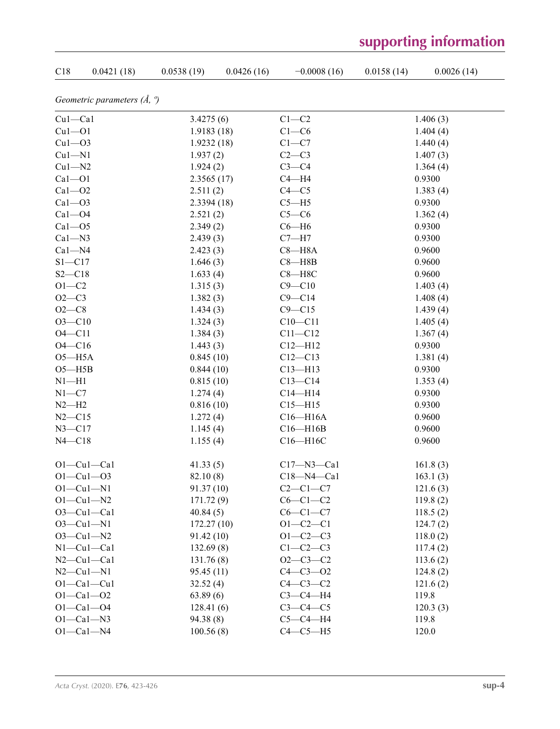| C18 | 0.0421 (18) | 0.0538 (19) | 0.0426 (16) | −0.0008 (16) | 0.0158 (14) | 0.0026 (14) |
|---|---|---|---|---|---|---|

*Geometric parameters (Å, º)*

| | | | |
|---|---|---|---|
| Cu1—Ca1 | 3.4275 (6) | C1—C2 | 1.406 (3) |
| Cu1—O1 | 1.9183 (18) | C1—C6 | 1.404 (4) |
| Cu1—O3 | 1.9232 (18) | C1—C7 | 1.440 (4) |
| Cu1—N1 | 1.937 (2) | C2—C3 | 1.407 (3) |
| Cu1—N2 | 1.924 (2) | C3—C4 | 1.364 (4) |
| Ca1—O1 | 2.3565 (17) | C4—H4 | 0.9300 |
| Ca1—O2 | 2.511 (2) | C4—C5 | 1.383 (4) |
| Ca1—O3 | 2.3394 (18) | C5—H5 | 0.9300 |
| Ca1—O4 | 2.521 (2) | C5—C6 | 1.362 (4) |
| Ca1—O5 | 2.349 (2) | C6—H6 | 0.9300 |
| Ca1—N3 | 2.439 (3) | C7—H7 | 0.9300 |
| Ca1—N4 | 2.423 (3) | C8—H8A | 0.9600 |
| S1—C17 | 1.646 (3) | C8—H8B | 0.9600 |
| S2—C18 | 1.633 (4) | C8—H8C | 0.9600 |
| O1—C2 | 1.315 (3) | C9—C10 | 1.403 (4) |
| O2—C3 | 1.382 (3) | C9—C14 | 1.408 (4) |
| O2—C8 | 1.434 (3) | C9—C15 | 1.439 (4) |
| O3—C10 | 1.324 (3) | C10—C11 | 1.405 (4) |
| O4—C11 | 1.384 (3) | C11—C12 | 1.367 (4) |
| O4—C16 | 1.443 (3) | C12—H12 | 0.9300 |
| O5—H5A | 0.845 (10) | C12—C13 | 1.381 (4) |
| O5—H5B | 0.844 (10) | C13—H13 | 0.9300 |
| N1—H1 | 0.815 (10) | C13—C14 | 1.353 (4) |
| N1—C7 | 1.274 (4) | C14—H14 | 0.9300 |
| N2—H2 | 0.816 (10) | C15—H15 | 0.9300 |
| N2—C15 | 1.272 (4) | C16—H16A | 0.9600 |
| N3—C17 | 1.145 (4) | C16—H16B | 0.9600 |
| N4—C18 | 1.155 (4) | C16—H16C | 0.9600 |
| | | | |
| O1—Cu1—Ca1 | 41.33 (5) | C17—N3—Ca1 | 161.8 (3) |
| O1—Cu1—O3 | 82.10 (8) | C18—N4—Ca1 | 163.1 (3) |
| O1—Cu1—N1 | 91.37 (10) | C2—C1—C7 | 121.6 (3) |
| O1—Cu1—N2 | 171.72 (9) | C6—C1—C2 | 119.8 (2) |
| O3—Cu1—Ca1 | 40.84 (5) | C6—C1—C7 | 118.5 (2) |
| O3—Cu1—N1 | 172.27 (10) | O1—C2—C1 | 124.7 (2) |
| O3—Cu1—N2 | 91.42 (10) | O1—C2—C3 | 118.0 (2) |
| N1—Cu1—Ca1 | 132.69 (8) | C1—C2—C3 | 117.4 (2) |
| N2—Cu1—Ca1 | 131.76 (8) | O2—C3—C2 | 113.6 (2) |
| N2—Cu1—N1 | 95.45 (11) | C4—C3—O2 | 124.8 (2) |
| O1—Ca1—Cu1 | 32.52 (4) | C4—C3—C2 | 121.6 (2) |
| O1—Ca1—O2 | 63.89 (6) | C3—C4—H4 | 119.8 |
| O1—Ca1—O4 | 128.41 (6) | C3—C4—C5 | 120.3 (3) |
| O1—Ca1—N3 | 94.38 (8) | C5—C4—H4 | 119.8 |
| O1—Ca1—N4 | 100.56 (8) | C4—C5—H5 | 120.0 |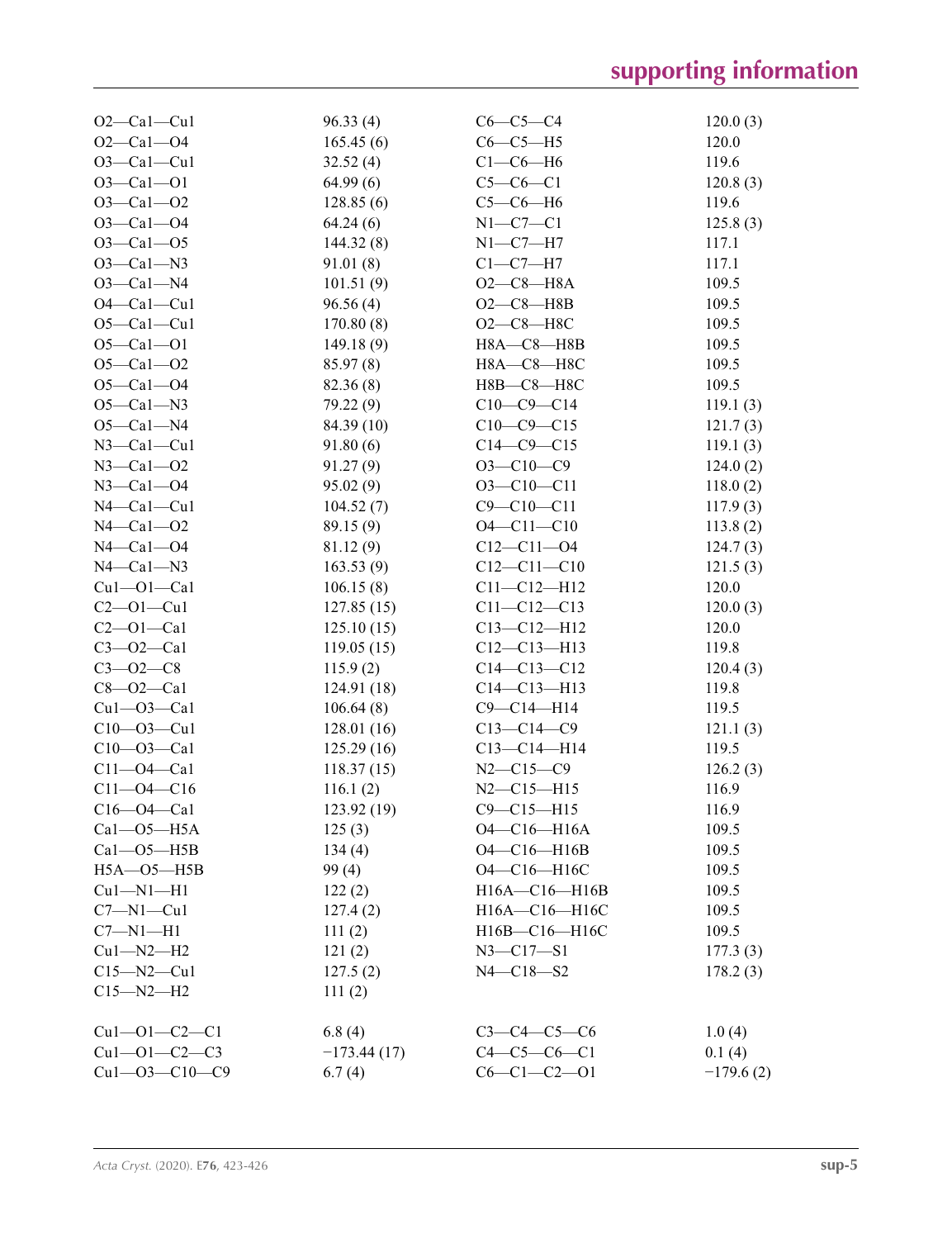| | | | |
|---|---|---|---|
| O2—Ca1—Cu1 | 96.33 (4) | C6—C5—C4 | 120.0 (3) |
| O2—Ca1—O4 | 165.45 (6) | C6—C5—H5 | 120.0 |
| O3—Ca1—Cu1 | 32.52 (4) | C1—C6—H6 | 119.6 |
| O3—Ca1—O1 | 64.99 (6) | C5—C6—C1 | 120.8 (3) |
| O3—Ca1—O2 | 128.85 (6) | C5—C6—H6 | 119.6 |
| O3—Ca1—O4 | 64.24 (6) | N1—C7—C1 | 125.8 (3) |
| O3—Ca1—O5 | 144.32 (8) | N1—C7—H7 | 117.1 |
| O3—Ca1—N3 | 91.01 (8) | C1—C7—H7 | 117.1 |
| O3—Ca1—N4 | 101.51 (9) | O2—C8—H8A | 109.5 |
| O4—Ca1—Cu1 | 96.56 (4) | O2—C8—H8B | 109.5 |
| O5—Ca1—Cu1 | 170.80 (8) | O2—C8—H8C | 109.5 |
| O5—Ca1—O1 | 149.18 (9) | H8A—C8—H8B | 109.5 |
| O5—Ca1—O2 | 85.97 (8) | H8A—C8—H8C | 109.5 |
| O5—Ca1—O4 | 82.36 (8) | H8B—C8—H8C | 109.5 |
| O5—Ca1—N3 | 79.22 (9) | C10—C9—C14 | 119.1 (3) |
| O5—Ca1—N4 | 84.39 (10) | C10—C9—C15 | 121.7 (3) |
| N3—Ca1—Cu1 | 91.80 (6) | C14—C9—C15 | 119.1 (3) |
| N3—Ca1—O2 | 91.27 (9) | O3—C10—C9 | 124.0 (2) |
| N3—Ca1—O4 | 95.02 (9) | O3—C10—C11 | 118.0 (2) |
| N4—Ca1—Cu1 | 104.52 (7) | C9—C10—C11 | 117.9 (3) |
| N4—Ca1—O2 | 89.15 (9) | O4—C11—C10 | 113.8 (2) |
| N4—Ca1—O4 | 81.12 (9) | C12—C11—O4 | 124.7 (3) |
| N4—Ca1—N3 | 163.53 (9) | C12—C11—C10 | 121.5 (3) |
| Cu1—O1—Ca1 | 106.15 (8) | C11—C12—H12 | 120.0 |
| C2—O1—Cu1 | 127.85 (15) | C11—C12—C13 | 120.0 (3) |
| C2—O1—Ca1 | 125.10 (15) | C13—C12—H12 | 120.0 |
| C3—O2—Ca1 | 119.05 (15) | C12—C13—H13 | 119.8 |
| C3—O2—C8 | 115.9 (2) | C14—C13—C12 | 120.4 (3) |
| C8—O2—Ca1 | 124.91 (18) | C14—C13—H13 | 119.8 |
| Cu1—O3—Ca1 | 106.64 (8) | C9—C14—H14 | 119.5 |
| C10—O3—Cu1 | 128.01 (16) | C13—C14—C9 | 121.1 (3) |
| C10—O3—Ca1 | 125.29 (16) | C13—C14—H14 | 119.5 |
| C11—O4—Ca1 | 118.37 (15) | N2—C15—C9 | 126.2 (3) |
| C11—O4—C16 | 116.1 (2) | N2—C15—H15 | 116.9 |
| C16—O4—Ca1 | 123.92 (19) | C9—C15—H15 | 116.9 |
| Ca1—O5—H5A | 125 (3) | O4—C16—H16A | 109.5 |
| Ca1—O5—H5B | 134 (4) | O4—C16—H16B | 109.5 |
| H5A—O5—H5B | 99 (4) | O4—C16—H16C | 109.5 |
| Cu1—N1—H1 | 122 (2) | H16A—C16—H16B | 109.5 |
| C7—N1—Cu1 | 127.4 (2) | H16A—C16—H16C | 109.5 |
| C7—N1—H1 | 111 (2) | H16B—C16—H16C | 109.5 |
| Cu1—N2—H2 | 121 (2) | N3—C17—S1 | 177.3 (3) |
| C15—N2—Cu1 | 127.5 (2) | N4—C18—S2 | 178.2 (3) |
| C15—N2—H2 | 111 (2) | | |

| | | | |
|---|---|---|---|
| Cu1—O1—C2—C1 | 6.8 (4) | C3—C4—C5—C6 | 1.0 (4) |
| Cu1—O1—C2—C3 | −173.44 (17) | C4—C5—C6—C1 | 0.1 (4) |
| Cu1—O3—C10—C9 | 6.7 (4) | C6—C1—C2—O1 | −179.6 (2) |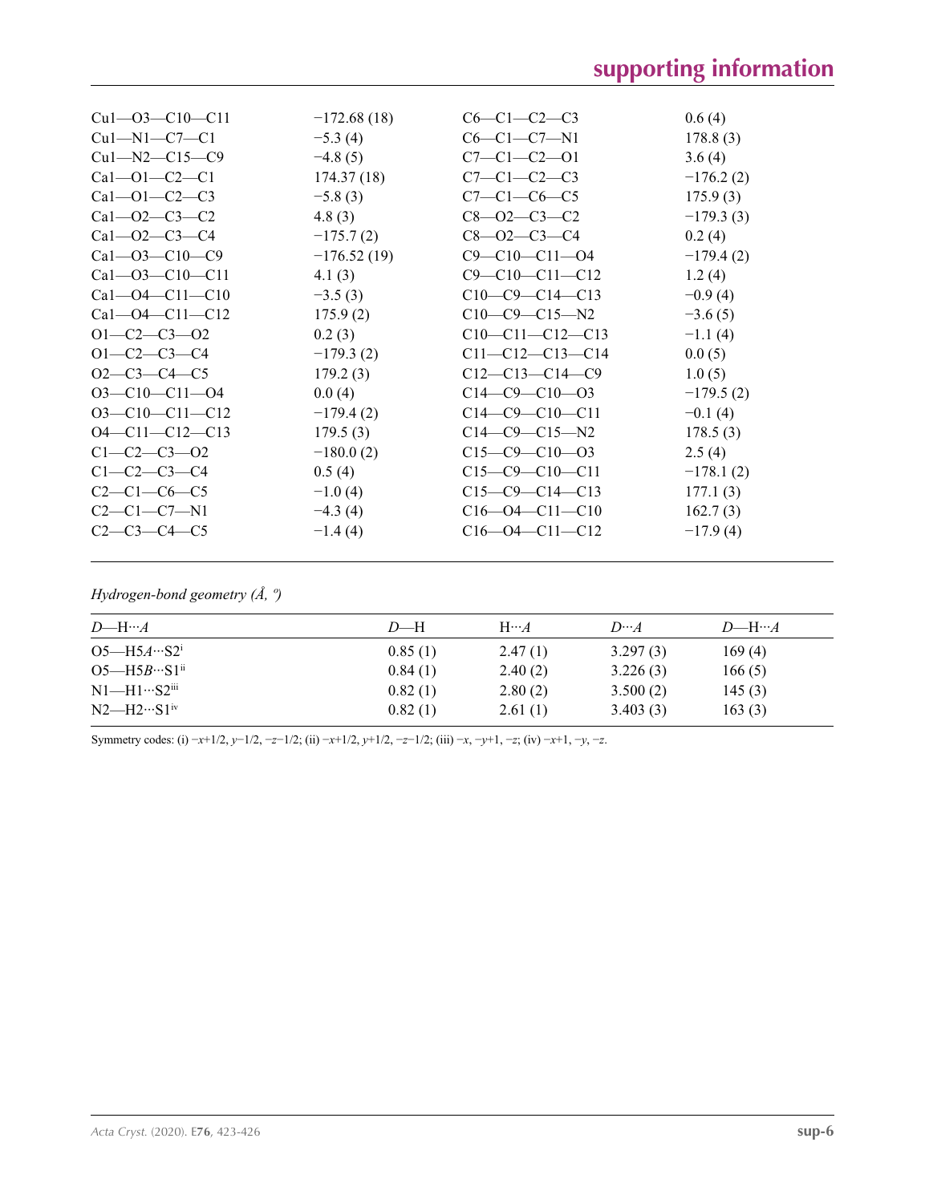| | | | |
|---|---|---|---|
| Cu1—O3—C10—C11 | −172.68 (18) | C6—C1—C2—C3 | 0.6 (4) |
| Cu1—N1—C7—C1 | −5.3 (4) | C6—C1—C7—N1 | 178.8 (3) |
| Cu1—N2—C15—C9 | −4.8 (5) | C7—C1—C2—O1 | 3.6 (4) |
| Ca1—O1—C2—C1 | 174.37 (18) | C7—C1—C2—C3 | −176.2 (2) |
| Ca1—O1—C2—C3 | −5.8 (3) | C7—C1—C6—C5 | 175.9 (3) |
| Ca1—O2—C3—C2 | 4.8 (3) | C8—O2—C3—C2 | −179.3 (3) |
| Ca1—O2—C3—C4 | −175.7 (2) | C8—O2—C3—C4 | 0.2 (4) |
| Ca1—O3—C10—C9 | −176.52 (19) | C9—C10—C11—O4 | −179.4 (2) |
| Ca1—O3—C10—C11 | 4.1 (3) | C9—C10—C11—C12 | 1.2 (4) |
| Ca1—O4—C11—C10 | −3.5 (3) | C10—C9—C14—C13 | −0.9 (4) |
| Ca1—O4—C11—C12 | 175.9 (2) | C10—C9—C15—N2 | −3.6 (5) |
| O1—C2—C3—O2 | 0.2 (3) | C10—C11—C12—C13 | −1.1 (4) |
| O1—C2—C3—C4 | −179.3 (2) | C11—C12—C13—C14 | 0.0 (5) |
| O2—C3—C4—C5 | 179.2 (3) | C12—C13—C14—C9 | 1.0 (5) |
| O3—C10—C11—O4 | 0.0 (4) | C14—C9—C10—O3 | −179.5 (2) |
| O3—C10—C11—C12 | −179.4 (2) | C14—C9—C10—C11 | −0.1 (4) |
| O4—C11—C12—C13 | 179.5 (3) | C14—C9—C15—N2 | 178.5 (3) |
| C1—C2—C3—O2 | −180.0 (2) | C15—C9—C10—O3 | 2.5 (4) |
| C1—C2—C3—C4 | 0.5 (4) | C15—C9—C10—C11 | −178.1 (2) |
| C2—C1—C6—C5 | −1.0 (4) | C15—C9—C14—C13 | 177.1 (3) |
| C2—C1—C7—N1 | −4.3 (4) | C16—O4—C11—C10 | 162.7 (3) |
| C2—C3—C4—C5 | −1.4 (4) | C16—O4—C11—C12 | −17.9 (4) |

*Hydrogen-bond geometry (Å, º)*

| *D*—H···*A* | *D*—H | H···*A* | *D*···*A* | *D*—H···*A* |
|---|---|---|---|---|
| O5—H5*A*···S2[i] | 0.85 (1) | 2.47 (1) | 3.297 (3) | 169 (4) |
| O5—H5*B*···S1[ii] | 0.84 (1) | 2.40 (2) | 3.226 (3) | 166 (5) |
| N1—H1···S2[iii] | 0.82 (1) | 2.80 (2) | 3.500 (2) | 145 (3) |
| N2—H2···S1[iv] | 0.82 (1) | 2.61 (1) | 3.403 (3) | 163 (3) |

Symmetry codes: (i) −*x*+1/2, *y*−1/2, −*z*−1/2; (ii) −*x*+1/2, *y*+1/2, −*z*−1/2; (iii) −*x*, −*y*+1, −*z*; (iv) −*x*+1, −*y*, −*z*.